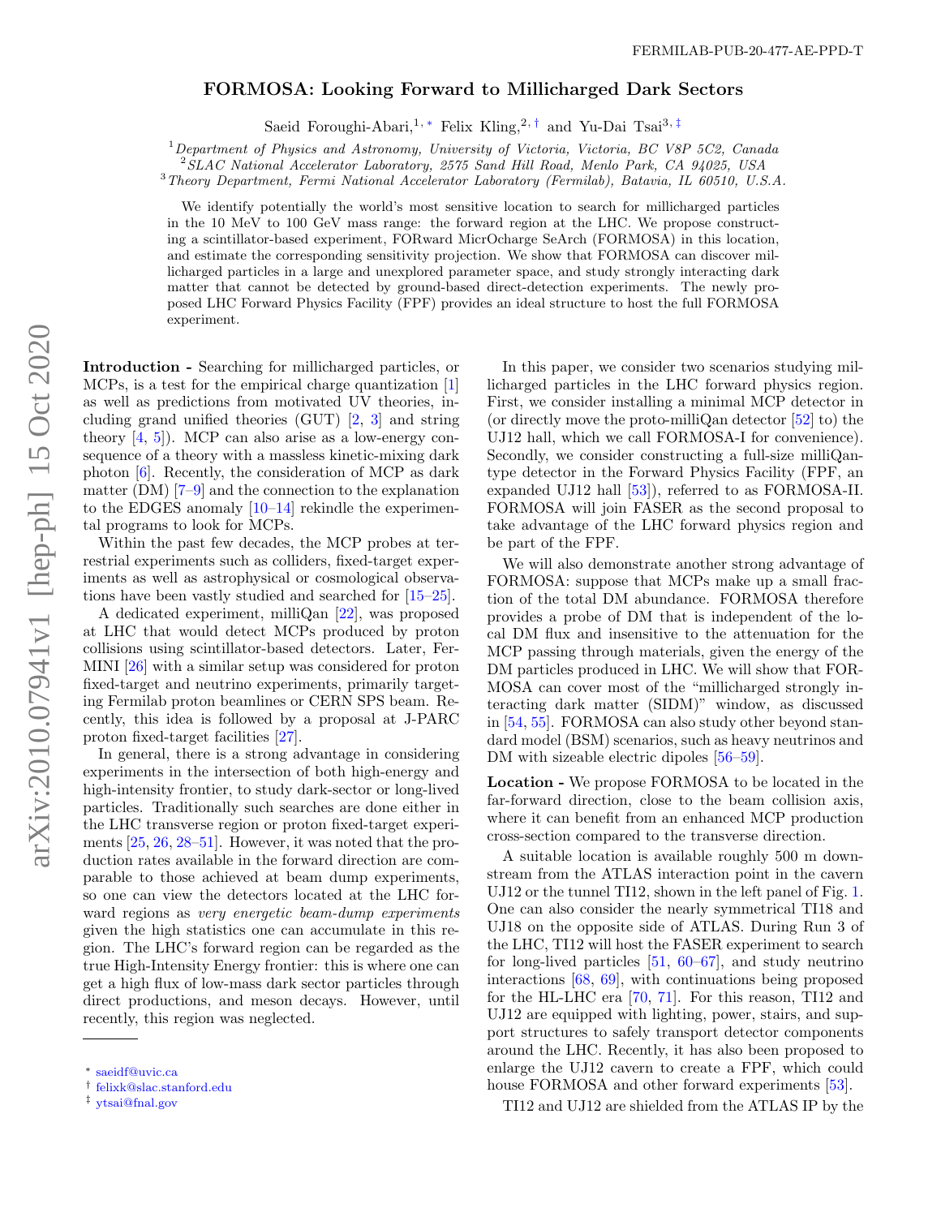FERMILAB-PUB-20-477-AE-PPD-T

# FORMOSA: Looking Forward to Millicharged Dark Sectors

Saeid Foroughi-Abari,[1,*] Felix Kling,[2,†] and Yu-Dai Tsai[3,‡]

[1] *Department of Physics and Astronomy, University of Victoria, Victoria, BC V8P 5C2, Canada*
[2] *SLAC National Accelerator Laboratory, 2575 Sand Hill Road, Menlo Park, CA 94025, USA*
[3] *Theory Department, Fermi National Accelerator Laboratory (Fermilab), Batavia, IL 60510, U.S.A.*

We identify potentially the world's most sensitive location to search for millicharged particles in the 10 MeV to 100 GeV mass range: the forward region at the LHC. We propose constructing a scintillator-based experiment, FORward MicrOcharge SeArch (FORMOSA) in this location, and estimate the corresponding sensitivity projection. We show that FORMOSA can discover millicharged particles in a large and unexplored parameter space, and study strongly interacting dark matter that cannot be detected by ground-based direct-detection experiments. The newly proposed LHC Forward Physics Facility (FPF) provides an ideal structure to host the full FORMOSA experiment.

**Introduction -** Searching for millicharged particles, or MCPs, is a test for the empirical charge quantization [1] as well as predictions from motivated UV theories, including grand unified theories (GUT) [2, 3] and string theory [4, 5]). MCP can also arise as a low-energy consequence of a theory with a massless kinetic-mixing dark photon [6]. Recently, the consideration of MCP as dark matter (DM) [7–9] and the connection to the explanation to the EDGES anomaly [10–14] rekindle the experimental programs to look for MCPs.

Within the past few decades, the MCP probes at terrestrial experiments such as colliders, fixed-target experiments as well as astrophysical or cosmological observations have been vastly studied and searched for [15–25].

A dedicated experiment, milliQan [22], was proposed at LHC that would detect MCPs produced by proton collisions using scintillator-based detectors. Later, FerMINI [26] with a similar setup was considered for proton fixed-target and neutrino experiments, primarily targeting Fermilab proton beamlines or CERN SPS beam. Recently, this idea is followed by a proposal at J-PARC proton fixed-target facilities [27].

In general, there is a strong advantage in considering experiments in the intersection of both high-energy and high-intensity frontier, to study dark-sector or long-lived particles. Traditionally such searches are done either in the LHC transverse region or proton fixed-target experiments [25, 26, 28–51]. However, it was noted that the production rates available in the forward direction are comparable to those achieved at beam dump experiments, so one can view the detectors located at the LHC forward regions as *very energetic beam-dump experiments* given the high statistics one can accumulate in this region. The LHC's forward region can be regarded as the true High-Intensity Energy frontier: this is where one can get a high flux of low-mass dark sector particles through direct productions, and meson decays. However, until recently, this region was neglected.

In this paper, we consider two scenarios studying millicharged particles in the LHC forward physics region. First, we consider installing a minimal MCP detector in (or directly move the proto-milliQan detector [52] to) the UJ12 hall, which we call FORMOSA-I for convenience). Secondly, we consider constructing a full-size milliQan-type detector in the Forward Physics Facility (FPF, an expanded UJ12 hall [53]), referred to as FORMOSA-II. FORMOSA will join FASER as the second proposal to take advantage of the LHC forward physics region and be part of the FPF.

We will also demonstrate another strong advantage of FORMOSA: suppose that MCPs make up a small fraction of the total DM abundance. FORMOSA therefore provides a probe of DM that is independent of the local DM flux and insensitive to the attenuation for the MCP passing through materials, given the energy of the DM particles produced in LHC. We will show that FORMOSA can cover most of the "millicharged strongly interacting dark matter (SIDM)" window, as discussed in [54, 55]. FORMOSA can also study other beyond standard model (BSM) scenarios, such as heavy neutrinos and DM with sizeable electric dipoles [56–59].

**Location -** We propose FORMOSA to be located in the far-forward direction, close to the beam collision axis, where it can benefit from an enhanced MCP production cross-section compared to the transverse direction.

A suitable location is available roughly 500 m downstream from the ATLAS interaction point in the cavern UJ12 or the tunnel TI12, shown in the left panel of Fig. 1. One can also consider the nearly symmetrical TI18 and UJ18 on the opposite side of ATLAS. During Run 3 of the LHC, TI12 will host the FASER experiment to search for long-lived particles [51, 60–67], and study neutrino interactions [68, 69], with continuations being proposed for the HL-LHC era [70, 71]. For this reason, TI12 and UJ12 are equipped with lighting, power, stairs, and support structures to safely transport detector components around the LHC. Recently, it has also been proposed to enlarge the UJ12 cavern to create a FPF, which could house FORMOSA and other forward experiments [53].

TI12 and UJ12 are shielded from the ATLAS IP by the

* saeidf@uvic.ca
† felixk@slac.stanford.edu
‡ ytsai@fnal.gov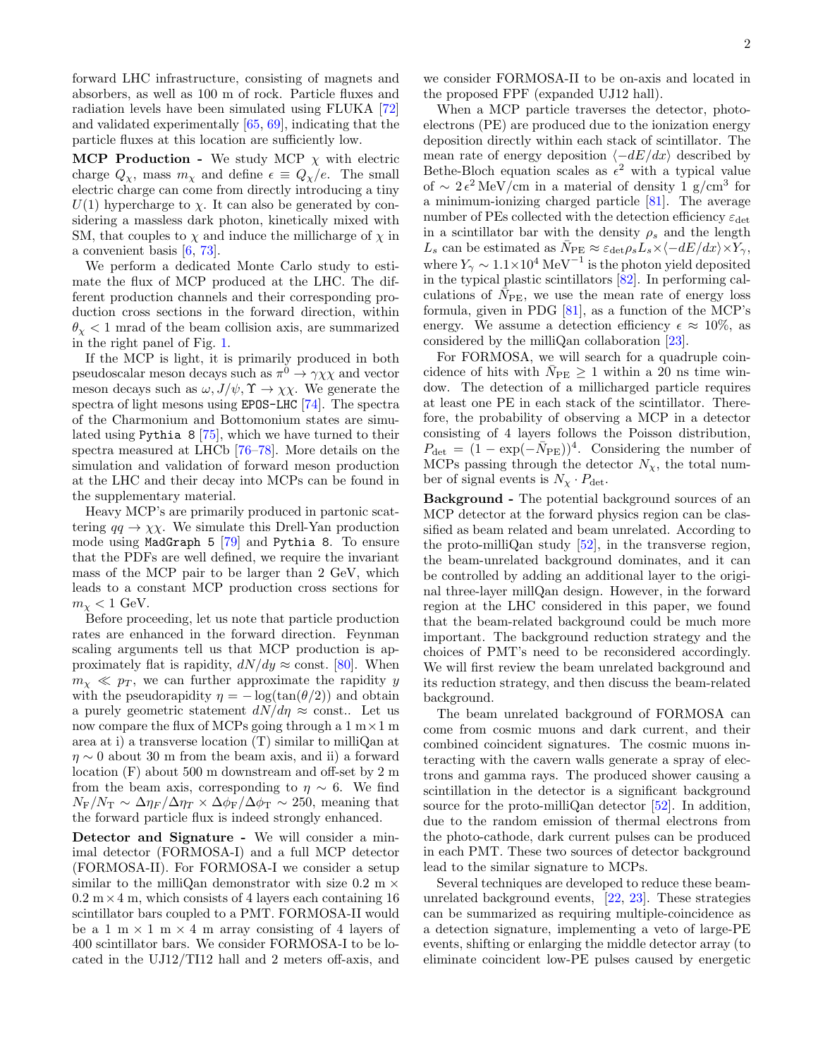forward LHC infrastructure, consisting of magnets and absorbers, as well as 100 m of rock. Particle fluxes and radiation levels have been simulated using FLUKA [72] and validated experimentally [65, 69], indicating that the particle fluxes at this location are sufficiently low.

**MCP Production -** We study MCP $\chi$ with electric charge $Q_\chi$, mass $m_\chi$ and define $\epsilon \equiv Q_\chi/e$. The small electric charge can come from directly introducing a tiny $U(1)$ hypercharge to $\chi$. It can also be generated by considering a massless dark photon, kinetically mixed with SM, that couples to $\chi$ and induce the millicharge of $\chi$ in a convenient basis [6, 73].

We perform a dedicated Monte Carlo study to estimate the flux of MCP produced at the LHC. The different production channels and their corresponding production cross sections in the forward direction, within $\theta_\chi < 1$ mrad of the beam collision axis, are summarized in the right panel of Fig. 1.

If the MCP is light, it is primarily produced in both pseudoscalar meson decays such as $\pi^0 \to \gamma\chi\chi$ and vector meson decays such as $\omega, J/\psi, \Upsilon \to \chi\chi$. We generate the spectra of light mesons using `EPOS-LHC` [74]. The spectra of the Charmonium and Bottomonium states are simulated using `Pythia 8` [75], which we have turned to their spectra measured at LHCb [76–78]. More details on the simulation and validation of forward meson production at the LHC and their decay into MCPs can be found in the supplementary material.

Heavy MCP's are primarily produced in partonic scattering $qq \to \chi\chi$. We simulate this Drell-Yan production mode using `MadGraph 5` [79] and `Pythia 8`. To ensure that the PDFs are well defined, we require the invariant mass of the MCP pair to be larger than 2 GeV, which leads to a constant MCP production cross sections for $m_\chi < 1$ GeV.

Before proceeding, let us note that particle production rates are enhanced in the forward direction. Feynman scaling arguments tell us that MCP production is approximately flat is rapidity, $dN/dy \approx$ const. [80]. When $m_\chi \ll p_T$, we can further approximate the rapidity $y$ with the pseudorapidity $\eta = -\log(\tan(\theta/2))$ and obtain a purely geometric statement $dN/d\eta \approx$ const.. Let us now compare the flux of MCPs going through a $1\,\text{m}\times 1\,\text{m}$ area at i) a transverse location (T) similar to milliQan at $\eta \sim 0$ about 30 m from the beam axis, and ii) a forward location (F) about 500 m downstream and off-set by 2 m from the beam axis, corresponding to $\eta \sim 6$. We find $N_\text{F}/N_\text{T} \sim \Delta\eta_F/\Delta\eta_T \times \Delta\phi_\text{F}/\Delta\phi_\text{T} \sim 250$, meaning that the forward particle flux is indeed strongly enhanced.

**Detector and Signature -** We will consider a minimal detector (FORMOSA-I) and a full MCP detector (FORMOSA-II). For FORMOSA-I we consider a setup similar to the milliQan demonstrator with size $0.2\text{ m} \times 0.2\text{ m} \times 4\text{ m}$, which consists of 4 layers each containing 16 scintillator bars coupled to a PMT. FORMOSA-II would be a $1\text{ m} \times 1\text{ m} \times 4\text{ m}$ array consisting of 4 layers of 400 scintillator bars. We consider FORMOSA-I to be located in the UJ12/TI12 hall and 2 meters off-axis, and we consider FORMOSA-II to be on-axis and located in the proposed FPF (expanded UJ12 hall).

When a MCP particle traverses the detector, photoelectrons (PE) are produced due to the ionization energy deposition directly within each stack of scintillator. The mean rate of energy deposition $\langle -dE/dx\rangle$ described by Bethe-Bloch equation scales as $\epsilon^2$ with a typical value of $\sim 2\,\epsilon^2$ MeV/cm in a material of density 1 g/cm$^3$ for a minimum-ionizing charged particle [81]. The average number of PEs collected with the detection efficiency $\varepsilon_\text{det}$ in a scintillator bar with the density $\rho_s$ and the length $L_s$ can be estimated as $\bar{N}_\text{PE} \approx \varepsilon_\text{det}\rho_s L_s \times \langle -dE/dx\rangle \times Y_\gamma$, where $Y_\gamma \sim 1.1\times 10^4\text{ MeV}^{-1}$ is the photon yield deposited in the typical plastic scintillators [82]. In performing calculations of $\bar{N}_\text{PE}$, we use the mean rate of energy loss formula, given in PDG [81], as a function of the MCP's energy. We assume a detection efficiency $\epsilon \approx 10\%$, as considered by the milliQan collaboration [23].

For FORMOSA, we will search for a quadruple coincidence of hits with $\bar{N}_\text{PE} \geq 1$ within a 20 ns time window. The detection of a millicharged particle requires at least one PE in each stack of the scintillator. Therefore, the probability of observing a MCP in a detector consisting of 4 layers follows the Poisson distribution, $P_\text{det} = (1 - \exp(-\bar{N}_\text{PE}))^4$. Considering the number of MCPs passing through the detector $N_\chi$, the total number of signal events is $N_\chi \cdot P_\text{det}$.

**Background -** The potential background sources of an MCP detector at the forward physics region can be classified as beam related and beam unrelated. According to the proto-milliQan study [52], in the transverse region, the beam-unrelated background dominates, and it can be controlled by adding an additional layer to the original three-layer millQan design. However, in the forward region at the LHC considered in this paper, we found that the beam-related background could be much more important. The background reduction strategy and the choices of PMT's need to be reconsidered accordingly. We will first review the beam unrelated background and its reduction strategy, and then discuss the beam-related background.

The beam unrelated background of FORMOSA can come from cosmic muons and dark current, and their combined coincident signatures. The cosmic muons interacting with the cavern walls generate a spray of electrons and gamma rays. The produced shower causing a scintillation in the detector is a significant background source for the proto-milliQan detector [52]. In addition, due to the random emission of thermal electrons from the photo-cathode, dark current pulses can be produced in each PMT. These two sources of detector background lead to the similar signature to MCPs.

Several techniques are developed to reduce these beam-unrelated background events, [22, 23]. These strategies can be summarized as requiring multiple-coincidence as a detection signature, implementing a veto of large-PE events, shifting or enlarging the middle detector array (to eliminate coincident low-PE pulses caused by energetic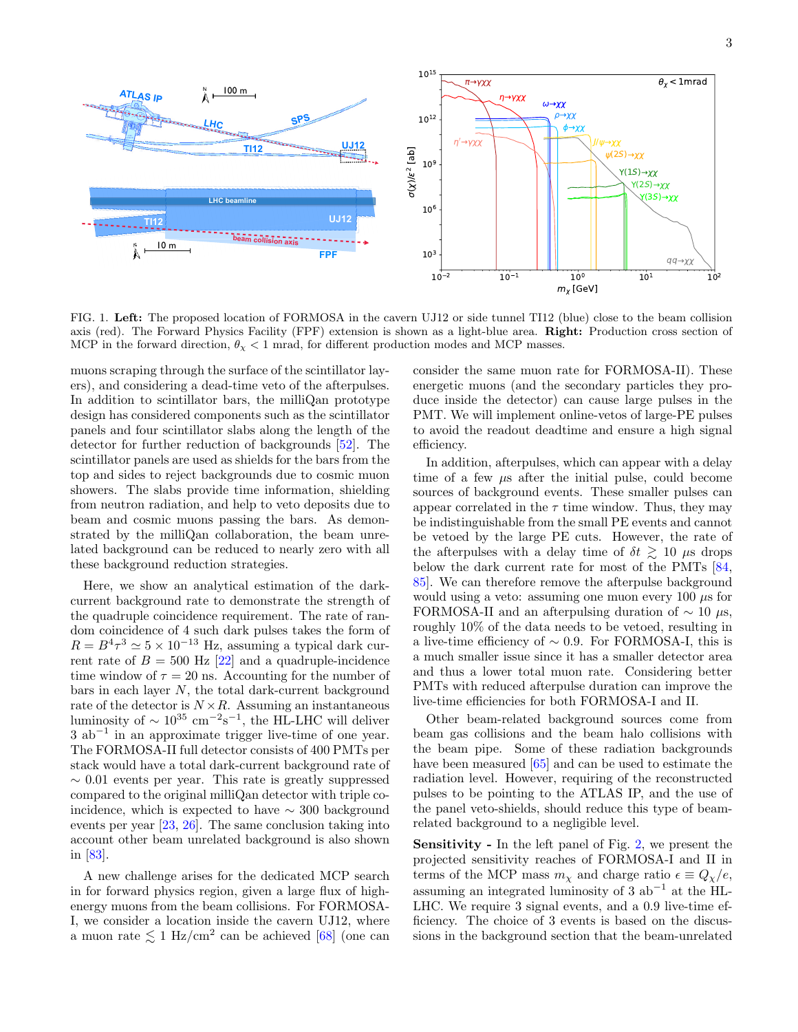FIG. 1. **Left:** The proposed location of FORMOSA in the cavern UJ12 or side tunnel TI12 (blue) close to the beam collision axis (red). The Forward Physics Facility (FPF) extension is shown as a light-blue area. **Right:** Production cross section of MCP in the forward direction, $\theta_\chi < 1$ mrad, for different production modes and MCP masses.

muons scraping through the surface of the scintillator layers), and considering a dead-time veto of the afterpulses. In addition to scintillator bars, the milliQan prototype design has considered components such as the scintillator panels and four scintillator slabs along the length of the detector for further reduction of backgrounds [52]. The scintillator panels are used as shields for the bars from the top and sides to reject backgrounds due to cosmic muon showers. The slabs provide time information, shielding from neutron radiation, and help to veto deposits due to beam and cosmic muons passing the bars. As demonstrated by the milliQan collaboration, the beam unrelated background can be reduced to nearly zero with all these background reduction strategies.

Here, we show an analytical estimation of the dark-current background rate to demonstrate the strength of the quadruple coincidence requirement. The rate of random coincidence of 4 such dark pulses takes the form of $R = B^4\tau^3 \simeq 5 \times 10^{-13}$ Hz, assuming a typical dark current rate of $B = 500$ Hz [22] and a quadruple-incidence time window of $\tau = 20$ ns. Accounting for the number of bars in each layer $N$, the total dark-current background rate of the detector is $N \times R$. Assuming an instantaneous luminosity of $\sim 10^{35}$ cm$^{-2}$s$^{-1}$, the HL-LHC will deliver 3 ab$^{-1}$ in an approximate trigger live-time of one year. The FORMOSA-II full detector consists of 400 PMTs per stack would have a total dark-current background rate of $\sim 0.01$ events per year. This rate is greatly suppressed compared to the original milliQan detector with triple coincidence, which is expected to have $\sim 300$ background events per year [23, 26]. The same conclusion taking into account other beam unrelated background is also shown in [83].

A new challenge arises for the dedicated MCP search in for forward physics region, given a large flux of high-energy muons from the beam collisions. For FORMOSA-I, we consider a location inside the cavern UJ12, where a muon rate $\lesssim 1$ Hz/cm$^2$ can be achieved [68] (one can consider the same muon rate for FORMOSA-II). These energetic muons (and the secondary particles they produce inside the detector) can cause large pulses in the PMT. We will implement online-vetos of large-PE pulses to avoid the readout deadtime and ensure a high signal efficiency.

In addition, afterpulses, which can appear with a delay time of a few $\mu$s after the initial pulse, could become sources of background events. These smaller pulses can appear correlated in the $\tau$ time window. Thus, they may be indistinguishable from the small PE events and cannot be vetoed by the large PE cuts. However, the rate of the afterpulses with a delay time of $\delta t \gtrsim 10$ $\mu$s drops below the dark current rate for most of the PMTs [84, 85]. We can therefore remove the afterpulse background would using a veto: assuming one muon every 100 $\mu$s for FORMOSA-II and an afterpulsing duration of $\sim 10$ $\mu$s, roughly 10% of the data needs to be vetoed, resulting in a live-time efficiency of $\sim 0.9$. For FORMOSA-I, this is a much smaller issue since it has a smaller detector area and thus a lower total muon rate. Considering better PMTs with reduced afterpulse duration can improve the live-time efficiencies for both FORMOSA-I and II.

Other beam-related background sources come from beam gas collisions and the beam halo collisions with the beam pipe. Some of these radiation backgrounds have been measured [65] and can be used to estimate the radiation level. However, requiring of the reconstructed pulses to be pointing to the ATLAS IP, and the use of the panel veto-shields, should reduce this type of beam-related background to a negligible level.

**Sensitivity -** In the left panel of Fig. 2, we present the projected sensitivity reaches of FORMOSA-I and II in terms of the MCP mass $m_\chi$ and charge ratio $\epsilon \equiv Q_\chi/e$, assuming an integrated luminosity of 3 ab$^{-1}$ at the HL-LHC. We require 3 signal events, and a 0.9 live-time efficiency. The choice of 3 events is based on the discussions in the background section that the beam-unrelated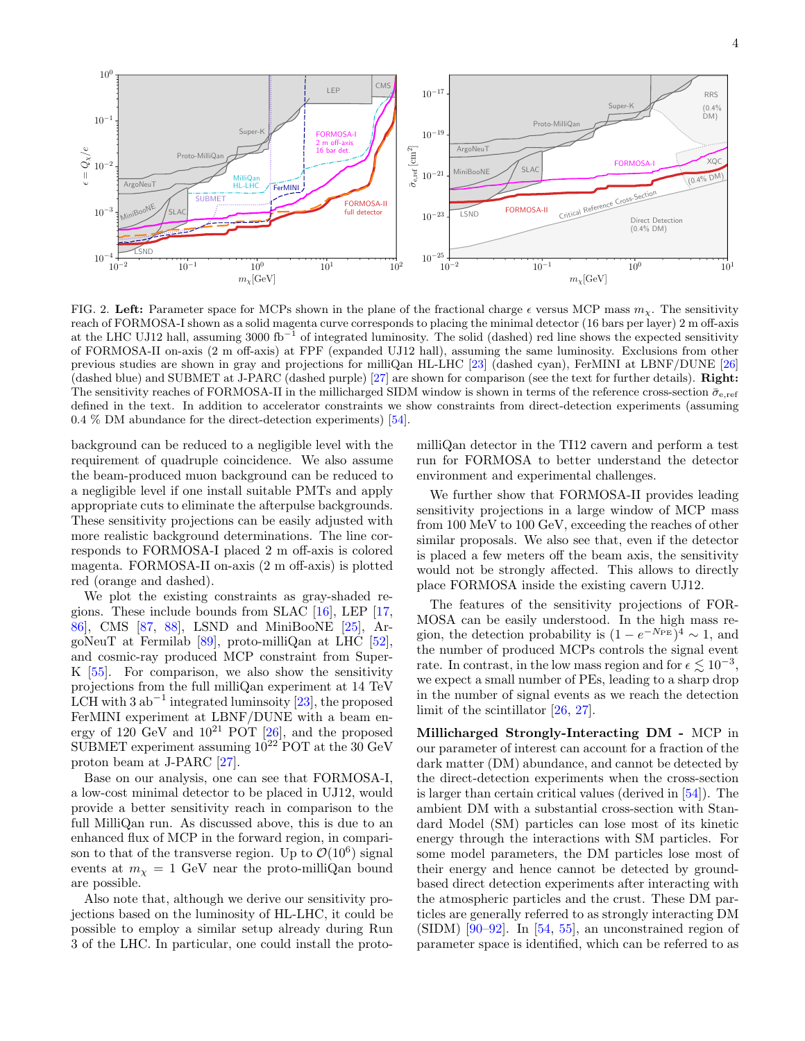FIG. 2. **Left:** Parameter space for MCPs shown in the plane of the fractional charge $\epsilon$ versus MCP mass $m_\chi$. The sensitivity reach of FORMOSA-I shown as a solid magenta curve corresponds to placing the minimal detector (16 bars per layer) 2 m off-axis at the LHC UJ12 hall, assuming 3000 fb$^{-1}$ of integrated luminosity. The solid (dashed) red line shows the expected sensitivity of FORMOSA-II on-axis (2 m off-axis) at FPF (expanded UJ12 hall), assuming the same luminosity. Exclusions from other previous studies are shown in gray and projections for milliQan HL-LHC [23] (dashed cyan), FerMINI at LBNF/DUNE [26] (dashed blue) and SUBMET at J-PARC (dashed purple) [27] are shown for comparison (see the text for further details). **Right:** The sensitivity reaches of FORMOSA-II in the millicharged SIDM window is shown in terms of the reference cross-section $\bar{\sigma}_{e,\mathrm{ref}}$ defined in the text. In addition to accelerator constraints we show constraints from direct-detection experiments (assuming 0.4 % DM abundance for the direct-detection experiments) [54].

background can be reduced to a negligible level with the requirement of quadruple coincidence. We also assume the beam-produced muon background can be reduced to a negligible level if one install suitable PMTs and apply appropriate cuts to eliminate the afterpulse backgrounds. These sensitivity projections can be easily adjusted with more realistic background determinations. The line corresponds to FORMOSA-I placed 2 m off-axis is colored magenta. FORMOSA-II on-axis (2 m off-axis) is plotted red (orange and dashed).

We plot the existing constraints as gray-shaded regions. These include bounds from SLAC [16], LEP [17, 86], CMS [87, 88], LSND and MiniBooNE [25], ArgoNeuT at Fermilab [89], proto-milliQan at LHC [52], and cosmic-ray produced MCP constraint from Super-K [55]. For comparison, we also show the sensitivity projections from the full milliQan experiment at 14 TeV LCH with 3 ab$^{-1}$ integrated luminsoity [23], the proposed FerMINI experiment at LBNF/DUNE with a beam energy of 120 GeV and $10^{21}$ POT [26], and the proposed SUBMET experiment assuming $10^{22}$ POT at the 30 GeV proton beam at J-PARC [27].

Base on our analysis, one can see that FORMOSA-I, a low-cost minimal detector to be placed in UJ12, would provide a better sensitivity reach in comparison to the full MilliQan run. As discussed above, this is due to an enhanced flux of MCP in the forward region, in comparison to that of the transverse region. Up to $\mathcal{O}(10^6)$ signal events at $m_\chi = 1$ GeV near the proto-milliQan bound are possible.

Also note that, although we derive our sensitivity projections based on the luminosity of HL-LHC, it could be possible to employ a similar setup already during Run 3 of the LHC. In particular, one could install the proto-milliQan detector in the TI12 cavern and perform a test run for FORMOSA to better understand the detector environment and experimental challenges.

We further show that FORMOSA-II provides leading sensitivity projections in a large window of MCP mass from 100 MeV to 100 GeV, exceeding the reaches of other similar proposals. We also see that, even if the detector is placed a few meters off the beam axis, the sensitivity would not be strongly affected. This allows to directly place FORMOSA inside the existing cavern UJ12.

The features of the sensitivity projections of FORMOSA can be easily understood. In the high mass region, the detection probability is $(1 - e^{-N_{\mathrm{PE}}})^4 \sim 1$, and the number of produced MCPs controls the signal event rate. In contrast, in the low mass region and for $\epsilon \lesssim 10^{-3}$, we expect a small number of PEs, leading to a sharp drop in the number of signal events as we reach the detection limit of the scintillator [26, 27].

**Millicharged Strongly-Interacting DM -** MCP in our parameter of interest can account for a fraction of the dark matter (DM) abundance, and cannot be detected by the direct-detection experiments when the cross-section is larger than certain critical values (derived in [54]). The ambient DM with a substantial cross-section with Standard Model (SM) particles can lose most of its kinetic energy through the interactions with SM particles. For some model parameters, the DM particles lose most of their energy and hence cannot be detected by ground-based direct detection experiments after interacting with the atmospheric particles and the crust. These DM particles are generally referred to as strongly interacting DM (SIDM) [90–92]. In [54, 55], an unconstrained region of parameter space is identified, which can be referred to as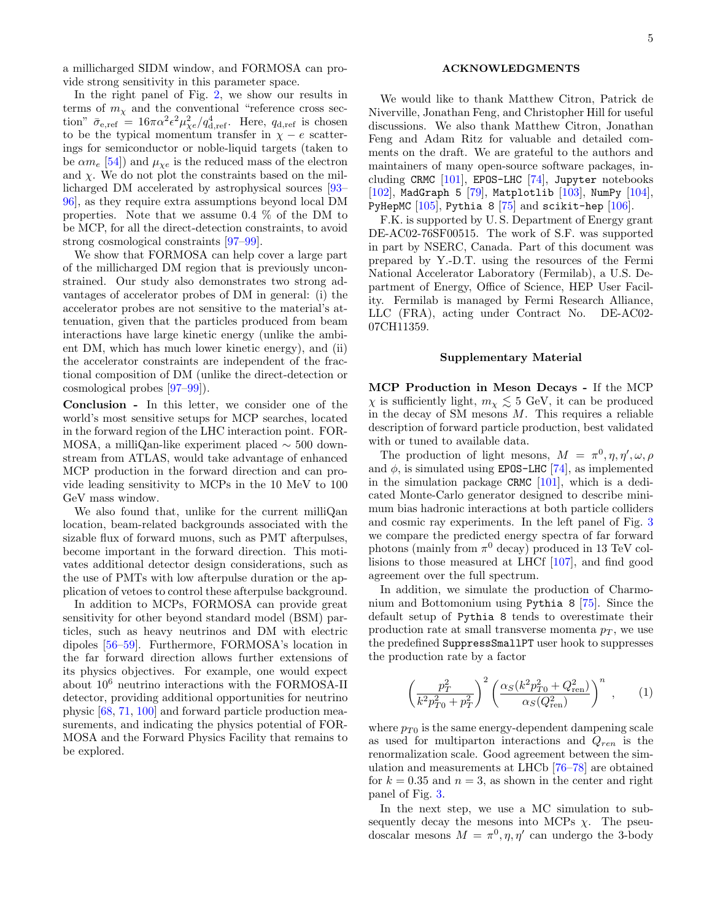a millicharged SIDM window, and FORMOSA can provide strong sensitivity in this parameter space.

In the right panel of Fig. 2, we show our results in terms of $m_\chi$ and the conventional "reference cross section" $\bar{\sigma}_{\rm e,ref} = 16\pi\alpha^2\epsilon^2\mu_{\chi e}^2/q_{\rm d,ref}^4$. Here, $q_{\rm d,ref}$ is chosen to be the typical momentum transfer in $\chi - e$ scatterings for semiconductor or noble-liquid targets (taken to be $\alpha m_e$ [54]) and $\mu_{\chi e}$ is the reduced mass of the electron and $\chi$. We do not plot the constraints based on the millicharged DM accelerated by astrophysical sources [93–96], as they require extra assumptions beyond local DM properties. Note that we assume 0.4 % of the DM to be MCP, for all the direct-detection constraints, to avoid strong cosmological constraints [97–99].

We show that FORMOSA can help cover a large part of the millicharged DM region that is previously unconstrained. Our study also demonstrates two strong advantages of accelerator probes of DM in general: (i) the accelerator probes are not sensitive to the material's attenuation, given that the particles produced from beam interactions have large kinetic energy (unlike the ambient DM, which has much lower kinetic energy), and (ii) the accelerator constraints are independent of the fractional composition of DM (unlike the direct-detection or cosmological probes [97–99]).

**Conclusion -** In this letter, we consider one of the world's most sensitive setups for MCP searches, located in the forward region of the LHC interaction point. FORMOSA, a milliQan-like experiment placed ∼ 500 downstream from ATLAS, would take advantage of enhanced MCP production in the forward direction and can provide leading sensitivity to MCPs in the 10 MeV to 100 GeV mass window.

We also found that, unlike for the current milliQan location, beam-related backgrounds associated with the sizable flux of forward muons, such as PMT afterpulses, become important in the forward direction. This motivates additional detector design considerations, such as the use of PMTs with low afterpulse duration or the application of vetoes to control these afterpulse background.

In addition to MCPs, FORMOSA can provide great sensitivity for other beyond standard model (BSM) particles, such as heavy neutrinos and DM with electric dipoles [56–59]. Furthermore, FORMOSA's location in the far forward direction allows further extensions of its physics objectives. For example, one would expect about $10^6$ neutrino interactions with the FORMOSA-II detector, providing additional opportunities for neutrino physic [68, 71, 100] and forward particle production measurements, and indicating the physics potential of FORMOSA and the Forward Physics Facility that remains to be explored.

### ACKNOWLEDGMENTS

We would like to thank Matthew Citron, Patrick de Niverville, Jonathan Feng, and Christopher Hill for useful discussions. We also thank Matthew Citron, Jonathan Feng and Adam Ritz for valuable and detailed comments on the draft. We are grateful to the authors and maintainers of many open-source software packages, including `CRMC` [101], `EPOS-LHC` [74], `Jupyter` notebooks [102], `MadGraph 5` [79], `Matplotlib` [103], `NumPy` [104], `PyHepMC` [105], `Pythia 8` [75] and `scikit-hep` [106].

F.K. is supported by U. S. Department of Energy grant DE-AC02-76SF00515. The work of S.F. was supported in part by NSERC, Canada. Part of this document was prepared by Y.-D.T. using the resources of the Fermi National Accelerator Laboratory (Fermilab), a U.S. Department of Energy, Office of Science, HEP User Facility. Fermilab is managed by Fermi Research Alliance, LLC (FRA), acting under Contract No. DE-AC02-07CH11359.

### Supplementary Material

**MCP Production in Meson Decays -** If the MCP $\chi$ is sufficiently light, $m_\chi \lesssim 5$ GeV, it can be produced in the decay of SM mesons $M$. This requires a reliable description of forward particle production, best validated with or tuned to available data.

The production of light mesons, $M = \pi^0, \eta, \eta', \omega, \rho$ and $\phi$, is simulated using `EPOS-LHC` [74], as implemented in the simulation package `CRMC` [101], which is a dedicated Monte-Carlo generator designed to describe minimum bias hadronic interactions at both particle colliders and cosmic ray experiments. In the left panel of Fig. 3 we compare the predicted energy spectra of far forward photons (mainly from $\pi^0$ decay) produced in 13 TeV collisions to those measured at LHCf [107], and find good agreement over the full spectrum.

In addition, we simulate the production of Charmonium and Bottomonium using `Pythia 8` [75]. Since the default setup of `Pythia 8` tends to overestimate their production rate at small transverse momenta $p_T$, we use the predefined `SuppressSmallPT` user hook to suppresses the production rate by a factor

$$\left(\frac{p_T^2}{k^2 p_{T0}^2 + p_T^2}\right)^2 \left(\frac{\alpha_S(k^2 p_{T0}^2 + Q_{\rm ren}^2)}{\alpha_S(Q_{\rm ren}^2)}\right)^n \, , \qquad (1)$$

where $p_{T0}$ is the same energy-dependent dampening scale as used for multiparton interactions and $Q_{ren}$ is the renormalization scale. Good agreement between the simulation and measurements at LHCb [76–78] are obtained for $k = 0.35$ and $n = 3$, as shown in the center and right panel of Fig. 3.

In the next step, we use a MC simulation to subsequently decay the mesons into MCPs $\chi$. The pseudoscalar mesons $M = \pi^0, \eta, \eta'$ can undergo the 3-body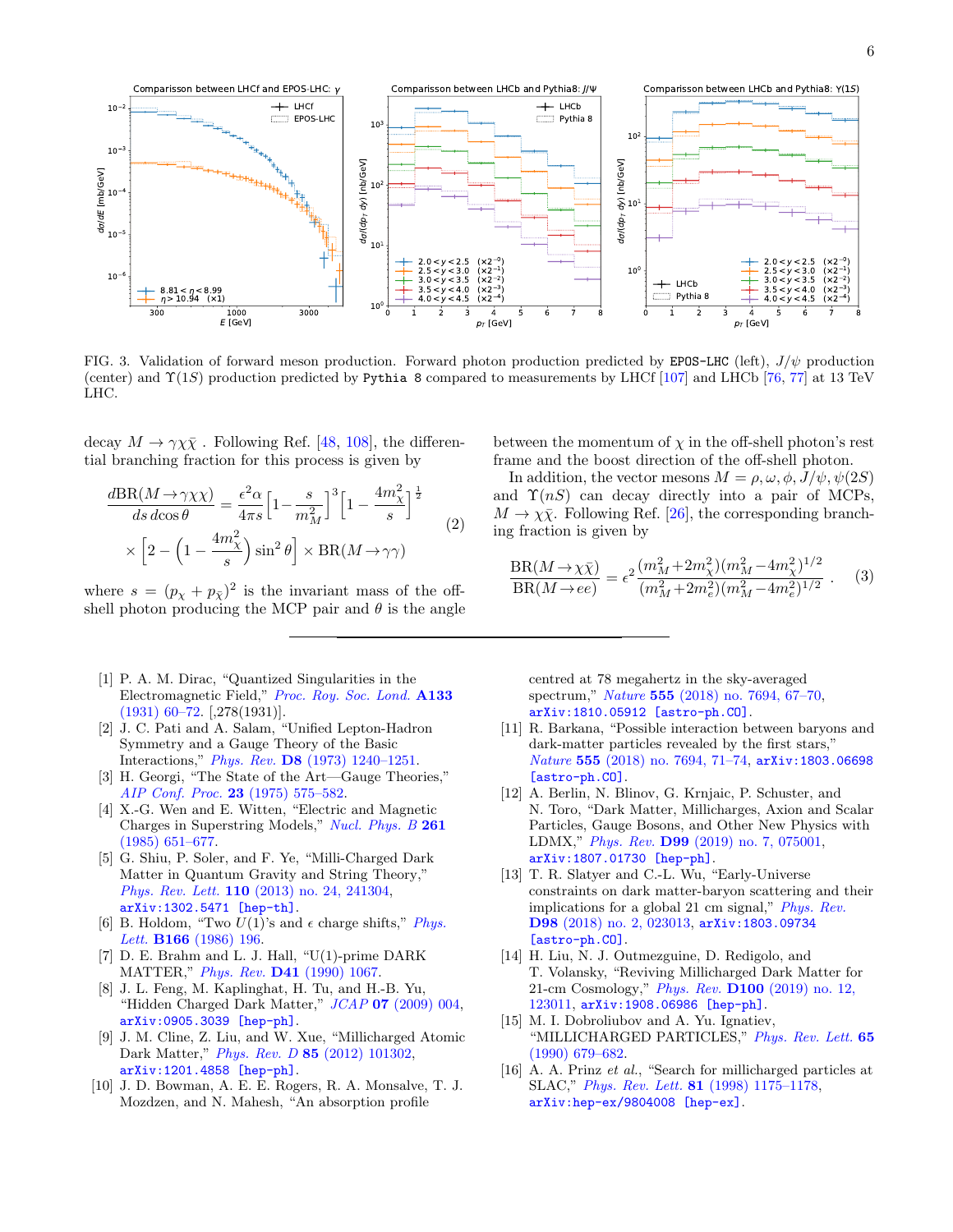FIG. 3. Validation of forward meson production. Forward photon production predicted by `EPOS-LHC` (left), $J/\psi$ production (center) and $\Upsilon(1S)$ production predicted by `Pythia 8` compared to measurements by LHCf [107] and LHCb [76, 77] at 13 TeV LHC.

decay $M \to \gamma\chi\bar{\chi}$ . Following Ref. [48, 108], the differential branching fraction for this process is given by

$$\frac{d\text{BR}(M\to\gamma\chi\chi)}{ds\, d\cos\theta} = \frac{\epsilon^2\alpha}{4\pi s}\Big[1-\frac{s}{m_M^2}\Big]^3\Big[1-\frac{4m_\chi^2}{s}\Big]^{\frac{1}{2}} \times \Big[2-\Big(1-\frac{4m_\chi^2}{s}\Big)\sin^2\theta\Big] \times \text{BR}(M\to\gamma\gamma) \tag{2}$$

where $s = (p_\chi + p_{\bar{\chi}})^2$ is the invariant mass of the off-shell photon producing the MCP pair and $\theta$ is the angle between the momentum of $\chi$ in the off-shell photon's rest frame and the boost direction of the off-shell photon.

In addition, the vector mesons $M = \rho, \omega, \phi, J/\psi, \psi(2S)$ and $\Upsilon(nS)$ can decay directly into a pair of MCPs, $M \to \chi\bar{\chi}$. Following Ref. [26], the corresponding branching fraction is given by

$$\frac{\text{BR}(M\to\chi\bar{\chi})}{\text{BR}(M\to ee)} = \epsilon^2\frac{(m_M^2+2m_\chi^2)(m_M^2-4m_\chi^2)^{1/2}}{(m_M^2+2m_e^2)(m_M^2-4m_e^2)^{1/2}}\,. \tag{3}$$

---

[1] P. A. M. Dirac, "Quantized Singularities in the Electromagnetic Field," *Proc. Roy. Soc. Lond.* **A133** (1931) 60–72. [,278(1931)].

[2] J. C. Pati and A. Salam, "Unified Lepton-Hadron Symmetry and a Gauge Theory of the Basic Interactions," *Phys. Rev.* **D8** (1973) 1240–1251.

[3] H. Georgi, "The State of the Art—Gauge Theories," *AIP Conf. Proc.* **23** (1975) 575–582.

[4] X.-G. Wen and E. Witten, "Electric and Magnetic Charges in Superstring Models," *Nucl. Phys. B* **261** (1985) 651–677.

[5] G. Shiu, P. Soler, and F. Ye, "Milli-Charged Dark Matter in Quantum Gravity and String Theory," *Phys. Rev. Lett.* **110** (2013) no. 24, 241304, arXiv:1302.5471 [hep-th].

[6] B. Holdom, "Two $U(1)$'s and $\epsilon$ charge shifts," *Phys. Lett.* **B166** (1986) 196.

[7] D. E. Brahm and L. J. Hall, "U(1)-prime DARK MATTER," *Phys. Rev.* **D41** (1990) 1067.

[8] J. L. Feng, M. Kaplinghat, H. Tu, and H.-B. Yu, "Hidden Charged Dark Matter," *JCAP* **07** (2009) 004, arXiv:0905.3039 [hep-ph].

[9] J. M. Cline, Z. Liu, and W. Xue, "Millicharged Atomic Dark Matter," *Phys. Rev. D* **85** (2012) 101302, arXiv:1201.4858 [hep-ph].

[10] J. D. Bowman, A. E. E. Rogers, R. A. Monsalve, T. J. Mozdzen, and N. Mahesh, "An absorption profile centred at 78 megahertz in the sky-averaged spectrum," *Nature* **555** (2018) no. 7694, 67–70, arXiv:1810.05912 [astro-ph.CO].

[11] R. Barkana, "Possible interaction between baryons and dark-matter particles revealed by the first stars," *Nature* **555** (2018) no. 7694, 71–74, arXiv:1803.06698 [astro-ph.CO].

[12] A. Berlin, N. Blinov, G. Krnjaic, P. Schuster, and N. Toro, "Dark Matter, Millicharges, Axion and Scalar Particles, Gauge Bosons, and Other New Physics with LDMX," *Phys. Rev.* **D99** (2019) no. 7, 075001, arXiv:1807.01730 [hep-ph].

[13] T. R. Slatyer and C.-L. Wu, "Early-Universe constraints on dark matter-baryon scattering and their implications for a global 21 cm signal," *Phys. Rev.* **D98** (2018) no. 2, 023013, arXiv:1803.09734 [astro-ph.CO].

[14] H. Liu, N. J. Outmezguine, D. Redigolo, and T. Volansky, "Reviving Millicharged Dark Matter for 21-cm Cosmology," *Phys. Rev.* **D100** (2019) no. 12, 123011, arXiv:1908.06986 [hep-ph].

[15] M. I. Dobroliubov and A. Yu. Ignatiev, "MILLICHARGED PARTICLES," *Phys. Rev. Lett.* **65** (1990) 679–682.

[16] A. A. Prinz *et al.*, "Search for millicharged particles at SLAC," *Phys. Rev. Lett.* **81** (1998) 1175–1178, arXiv:hep-ex/9804008 [hep-ex].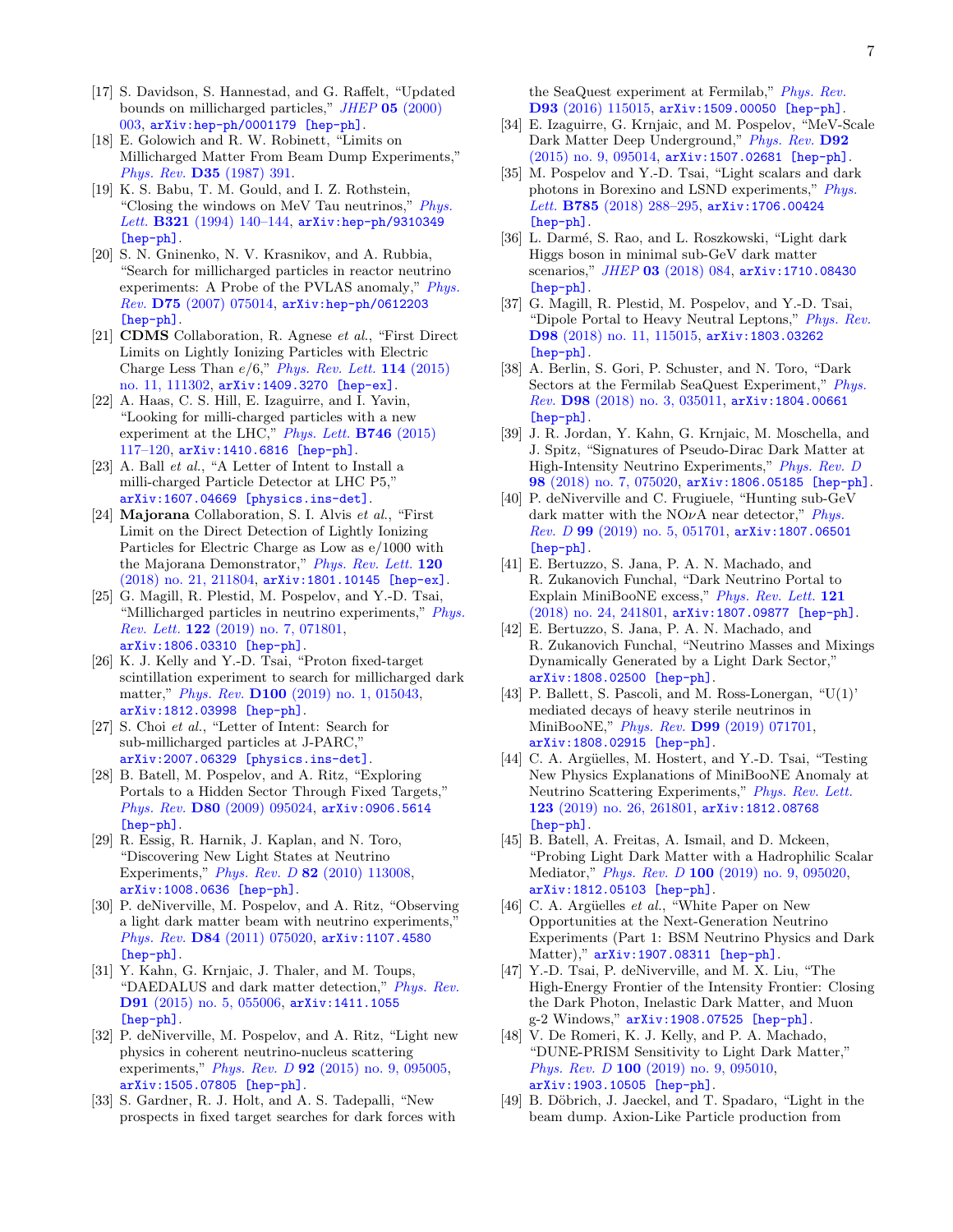[17] S. Davidson, S. Hannestad, and G. Raffelt, "Updated bounds on millicharged particles," *JHEP* **05** (2000) 003, arXiv:hep-ph/0001179 [hep-ph].

[18] E. Golowich and R. W. Robinett, "Limits on Millicharged Matter From Beam Dump Experiments," *Phys. Rev.* **D35** (1987) 391.

[19] K. S. Babu, T. M. Gould, and I. Z. Rothstein, "Closing the windows on MeV Tau neutrinos," *Phys. Lett.* **B321** (1994) 140–144, arXiv:hep-ph/9310349 [hep-ph].

[20] S. N. Gninenko, N. V. Krasnikov, and A. Rubbia, "Search for millicharged particles in reactor neutrino experiments: A Probe of the PVLAS anomaly," *Phys. Rev.* **D75** (2007) 075014, arXiv:hep-ph/0612203 [hep-ph].

[21] **CDMS** Collaboration, R. Agnese *et al.*, "First Direct Limits on Lightly Ionizing Particles with Electric Charge Less Than $e/6$," *Phys. Rev. Lett.* **114** (2015) no. 11, 111302, arXiv:1409.3270 [hep-ex].

[22] A. Haas, C. S. Hill, E. Izaguirre, and I. Yavin, "Looking for milli-charged particles with a new experiment at the LHC," *Phys. Lett.* **B746** (2015) 117–120, arXiv:1410.6816 [hep-ph].

[23] A. Ball *et al.*, "A Letter of Intent to Install a milli-charged Particle Detector at LHC P5," arXiv:1607.04669 [physics.ins-det].

[24] **Majorana** Collaboration, S. I. Alvis *et al.*, "First Limit on the Direct Detection of Lightly Ionizing Particles for Electric Charge as Low as e/1000 with the Majorana Demonstrator," *Phys. Rev. Lett.* **120** (2018) no. 21, 211804, arXiv:1801.10145 [hep-ex].

[25] G. Magill, R. Plestid, M. Pospelov, and Y.-D. Tsai, "Millicharged particles in neutrino experiments," *Phys. Rev. Lett.* **122** (2019) no. 7, 071801, arXiv:1806.03310 [hep-ph].

[26] K. J. Kelly and Y.-D. Tsai, "Proton fixed-target scintillation experiment to search for millicharged dark matter," *Phys. Rev.* **D100** (2019) no. 1, 015043, arXiv:1812.03998 [hep-ph].

[27] S. Choi *et al.*, "Letter of Intent: Search for sub-millicharged particles at J-PARC," arXiv:2007.06329 [physics.ins-det].

[28] B. Batell, M. Pospelov, and A. Ritz, "Exploring Portals to a Hidden Sector Through Fixed Targets," *Phys. Rev.* **D80** (2009) 095024, arXiv:0906.5614 [hep-ph].

[29] R. Essig, R. Harnik, J. Kaplan, and N. Toro, "Discovering New Light States at Neutrino Experiments," *Phys. Rev. D* **82** (2010) 113008, arXiv:1008.0636 [hep-ph].

[30] P. deNiverville, M. Pospelov, and A. Ritz, "Observing a light dark matter beam with neutrino experiments," *Phys. Rev.* **D84** (2011) 075020, arXiv:1107.4580 [hep-ph].

[31] Y. Kahn, G. Krnjaic, J. Thaler, and M. Toups, "DAEDALUS and dark matter detection," *Phys. Rev.* **D91** (2015) no. 5, 055006, arXiv:1411.1055 [hep-ph].

[32] P. deNiverville, M. Pospelov, and A. Ritz, "Light new physics in coherent neutrino-nucleus scattering experiments," *Phys. Rev. D* **92** (2015) no. 9, 095005, arXiv:1505.07805 [hep-ph].

[33] S. Gardner, R. J. Holt, and A. S. Tadepalli, "New prospects in fixed target searches for dark forces with the SeaQuest experiment at Fermilab," *Phys. Rev.* **D93** (2016) 115015, arXiv:1509.00050 [hep-ph].

[34] E. Izaguirre, G. Krnjaic, and M. Pospelov, "MeV-Scale Dark Matter Deep Underground," *Phys. Rev.* **D92** (2015) no. 9, 095014, arXiv:1507.02681 [hep-ph].

[35] M. Pospelov and Y.-D. Tsai, "Light scalars and dark photons in Borexino and LSND experiments," *Phys. Lett.* **B785** (2018) 288–295, arXiv:1706.00424 [hep-ph].

[36] L. Darmé, S. Rao, and L. Roszkowski, "Light dark Higgs boson in minimal sub-GeV dark matter scenarios," *JHEP* **03** (2018) 084, arXiv:1710.08430 [hep-ph].

[37] G. Magill, R. Plestid, M. Pospelov, and Y.-D. Tsai, "Dipole Portal to Heavy Neutral Leptons," *Phys. Rev.* **D98** (2018) no. 11, 115015, arXiv:1803.03262 [hep-ph].

[38] A. Berlin, S. Gori, P. Schuster, and N. Toro, "Dark Sectors at the Fermilab SeaQuest Experiment," *Phys. Rev.* **D98** (2018) no. 3, 035011, arXiv:1804.00661 [hep-ph].

[39] J. R. Jordan, Y. Kahn, G. Krnjaic, M. Moschella, and J. Spitz, "Signatures of Pseudo-Dirac Dark Matter at High-Intensity Neutrino Experiments," *Phys. Rev. D* **98** (2018) no. 7, 075020, arXiv:1806.05185 [hep-ph].

[40] P. deNiverville and C. Frugiuele, "Hunting sub-GeV dark matter with the NO$\nu$A near detector," *Phys. Rev. D* **99** (2019) no. 5, 051701, arXiv:1807.06501 [hep-ph].

[41] E. Bertuzzo, S. Jana, P. A. N. Machado, and R. Zukanovich Funchal, "Dark Neutrino Portal to Explain MiniBooNE excess," *Phys. Rev. Lett.* **121** (2018) no. 24, 241801, arXiv:1807.09877 [hep-ph].

[42] E. Bertuzzo, S. Jana, P. A. N. Machado, and R. Zukanovich Funchal, "Neutrino Masses and Mixings Dynamically Generated by a Light Dark Sector," arXiv:1808.02500 [hep-ph].

[43] P. Ballett, S. Pascoli, and M. Ross-Lonergan, "U(1)' mediated decays of heavy sterile neutrinos in MiniBooNE," *Phys. Rev.* **D99** (2019) 071701, arXiv:1808.02915 [hep-ph].

[44] C. A. Argüelles, M. Hostert, and Y.-D. Tsai, "Testing New Physics Explanations of MiniBooNE Anomaly at Neutrino Scattering Experiments," *Phys. Rev. Lett.* **123** (2019) no. 26, 261801, arXiv:1812.08768 [hep-ph].

[45] B. Batell, A. Freitas, A. Ismail, and D. Mckeen, "Probing Light Dark Matter with a Hadrophilic Scalar Mediator," *Phys. Rev. D* **100** (2019) no. 9, 095020, arXiv:1812.05103 [hep-ph].

[46] C. A. Argüelles *et al.*, "White Paper on New Opportunities at the Next-Generation Neutrino Experiments (Part 1: BSM Neutrino Physics and Dark Matter)," arXiv:1907.08311 [hep-ph].

[47] Y.-D. Tsai, P. deNiverville, and M. X. Liu, "The High-Energy Frontier of the Intensity Frontier: Closing the Dark Photon, Inelastic Dark Matter, and Muon g-2 Windows," arXiv:1908.07525 [hep-ph].

[48] V. De Romeri, K. J. Kelly, and P. A. Machado, "DUNE-PRISM Sensitivity to Light Dark Matter," *Phys. Rev. D* **100** (2019) no. 9, 095010, arXiv:1903.10505 [hep-ph].

[49] B. Döbrich, J. Jaeckel, and T. Spadaro, "Light in the beam dump. Axion-Like Particle production from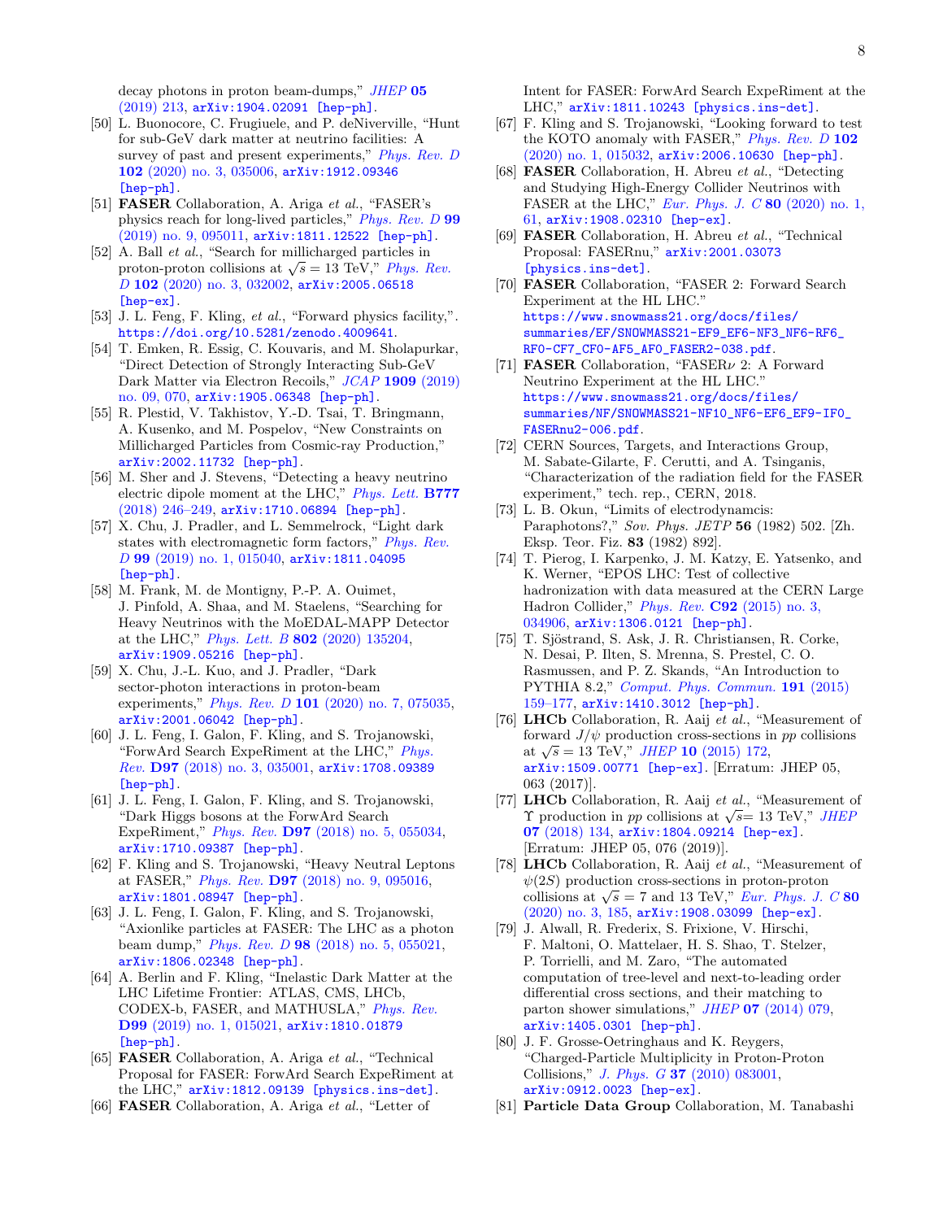decay photons in proton beam-dumps," *JHEP* **05** (2019) 213, arXiv:1904.02091 [hep-ph].

[50] L. Buonocore, C. Frugiuele, and P. deNiverville, "Hunt for sub-GeV dark matter at neutrino facilities: A survey of past and present experiments," *Phys. Rev. D* **102** (2020) no. 3, 035006, arXiv:1912.09346 [hep-ph].

[51] **FASER** Collaboration, A. Ariga *et al.*, "FASER's physics reach for long-lived particles," *Phys. Rev. D* **99** (2019) no. 9, 095011, arXiv:1811.12522 [hep-ph].

[52] A. Ball *et al.*, "Search for millicharged particles in proton-proton collisions at $\sqrt{s} = 13$ TeV," *Phys. Rev. D* **102** (2020) no. 3, 032002, arXiv:2005.06518 [hep-ex].

[53] J. L. Feng, F. Kling, *et al.*, "Forward physics facility,". https://doi.org/10.5281/zenodo.4009641.

[54] T. Emken, R. Essig, C. Kouvaris, and M. Sholapurkar, "Direct Detection of Strongly Interacting Sub-GeV Dark Matter via Electron Recoils," *JCAP* **1909** (2019) no. 09, 070, arXiv:1905.06348 [hep-ph].

[55] R. Plestid, V. Takhistov, Y.-D. Tsai, T. Bringmann, A. Kusenko, and M. Pospelov, "New Constraints on Millicharged Particles from Cosmic-ray Production," arXiv:2002.11732 [hep-ph].

[56] M. Sher and J. Stevens, "Detecting a heavy neutrino electric dipole moment at the LHC," *Phys. Lett.* **B777** (2018) 246–249, arXiv:1710.06894 [hep-ph].

[57] X. Chu, J. Pradler, and L. Semmelrock, "Light dark states with electromagnetic form factors," *Phys. Rev. D* **99** (2019) no. 1, 015040, arXiv:1811.04095 [hep-ph].

[58] M. Frank, M. de Montigny, P.-P. A. Ouimet, J. Pinfold, A. Shaa, and M. Staelens, "Searching for Heavy Neutrinos with the MoEDAL-MAPP Detector at the LHC," *Phys. Lett. B* **802** (2020) 135204, arXiv:1909.05216 [hep-ph].

[59] X. Chu, J.-L. Kuo, and J. Pradler, "Dark sector-photon interactions in proton-beam experiments," *Phys. Rev. D* **101** (2020) no. 7, 075035, arXiv:2001.06042 [hep-ph].

[60] J. L. Feng, I. Galon, F. Kling, and S. Trojanowski, "ForwArd Search ExpeRiment at the LHC," *Phys. Rev.* **D97** (2018) no. 3, 035001, arXiv:1708.09389 [hep-ph].

[61] J. L. Feng, I. Galon, F. Kling, and S. Trojanowski, "Dark Higgs bosons at the ForwArd Search ExpeRiment," *Phys. Rev.* **D97** (2018) no. 5, 055034, arXiv:1710.09387 [hep-ph].

[62] F. Kling and S. Trojanowski, "Heavy Neutral Leptons at FASER," *Phys. Rev.* **D97** (2018) no. 9, 095016, arXiv:1801.08947 [hep-ph].

[63] J. L. Feng, I. Galon, F. Kling, and S. Trojanowski, "Axionlike particles at FASER: The LHC as a photon beam dump," *Phys. Rev. D* **98** (2018) no. 5, 055021, arXiv:1806.02348 [hep-ph].

[64] A. Berlin and F. Kling, "Inelastic Dark Matter at the LHC Lifetime Frontier: ATLAS, CMS, LHCb, CODEX-b, FASER, and MATHUSLA," *Phys. Rev.* **D99** (2019) no. 1, 015021, arXiv:1810.01879 [hep-ph].

[65] **FASER** Collaboration, A. Ariga *et al.*, "Technical Proposal for FASER: ForwArd Search ExpeRiment at the LHC," arXiv:1812.09139 [physics.ins-det].

[66] **FASER** Collaboration, A. Ariga *et al.*, "Letter of Intent for FASER: ForwArd Search ExpeRiment at the LHC," arXiv:1811.10243 [physics.ins-det].

[67] F. Kling and S. Trojanowski, "Looking forward to test the KOTO anomaly with FASER," *Phys. Rev. D* **102** (2020) no. 1, 015032, arXiv:2006.10630 [hep-ph].

[68] **FASER** Collaboration, H. Abreu *et al.*, "Detecting and Studying High-Energy Collider Neutrinos with FASER at the LHC," *Eur. Phys. J. C* **80** (2020) no. 1, 61, arXiv:1908.02310 [hep-ex].

[69] **FASER** Collaboration, H. Abreu *et al.*, "Technical Proposal: FASERnu," arXiv:2001.03073 [physics.ins-det].

[70] **FASER** Collaboration, "FASER 2: Forward Search Experiment at the HL LHC." https://www.snowmass21.org/docs/files/summaries/EF/SNOWMASS21-EF9_EF6-NF3_NF6-RF6_RF0-CF7_CF0-AF5_AF0_FASER2-038.pdf.

[71] **FASER** Collaboration, "FASER$\nu$ 2: A Forward Neutrino Experiment at the HL LHC." https://www.snowmass21.org/docs/files/summaries/NF/SNOWMASS21-NF10_NF6-EF6_EF9-IF0_FASERnu2-006.pdf.

[72] CERN Sources, Targets, and Interactions Group, M. Sabate-Gilarte, F. Cerutti, and A. Tsinganis, "Characterization of the radiation field for the FASER experiment," tech. rep., CERN, 2018.

[73] L. B. Okun, "Limits of electrodynamics: Paraphotons?," *Sov. Phys. JETP* **56** (1982) 502. [Zh. Eksp. Teor. Fiz. **83** (1982) 892].

[74] T. Pierog, I. Karpenko, J. M. Katzy, E. Yatsenko, and K. Werner, "EPOS LHC: Test of collective hadronization with data measured at the CERN Large Hadron Collider," *Phys. Rev.* **C92** (2015) no. 3, 034906, arXiv:1306.0121 [hep-ph].

[75] T. Sjöstrand, S. Ask, J. R. Christiansen, R. Corke, N. Desai, P. Ilten, S. Mrenna, S. Prestel, C. O. Rasmussen, and P. Z. Skands, "An Introduction to PYTHIA 8.2," *Comput. Phys. Commun.* **191** (2015) 159–177, arXiv:1410.3012 [hep-ph].

[76] **LHCb** Collaboration, R. Aaij *et al.*, "Measurement of forward $J/\psi$ production cross-sections in $pp$ collisions at $\sqrt{s} = 13$ TeV," *JHEP* **10** (2015) 172, arXiv:1509.00771 [hep-ex]. [Erratum: JHEP 05, 063 (2017)].

[77] **LHCb** Collaboration, R. Aaij *et al.*, "Measurement of $\Upsilon$ production in $pp$ collisions at $\sqrt{s}$= 13 TeV," *JHEP* **07** (2018) 134, arXiv:1804.09214 [hep-ex]. [Erratum: JHEP 05, 076 (2019)].

[78] **LHCb** Collaboration, R. Aaij *et al.*, "Measurement of $\psi(2S)$ production cross-sections in proton-proton collisions at $\sqrt{s} = 7$ and 13 TeV," *Eur. Phys. J. C* **80** (2020) no. 3, 185, arXiv:1908.03099 [hep-ex].

[79] J. Alwall, R. Frederix, S. Frixione, V. Hirschi, F. Maltoni, O. Mattelaer, H. S. Shao, T. Stelzer, P. Torrielli, and M. Zaro, "The automated computation of tree-level and next-to-leading order differential cross sections, and their matching to parton shower simulations," *JHEP* **07** (2014) 079, arXiv:1405.0301 [hep-ph].

[80] J. F. Grosse-Oetringhaus and K. Reygers, "Charged-Particle Multiplicity in Proton-Proton Collisions," *J. Phys. G* **37** (2010) 083001, arXiv:0912.0023 [hep-ex].

[81] **Particle Data Group** Collaboration, M. Tanabashi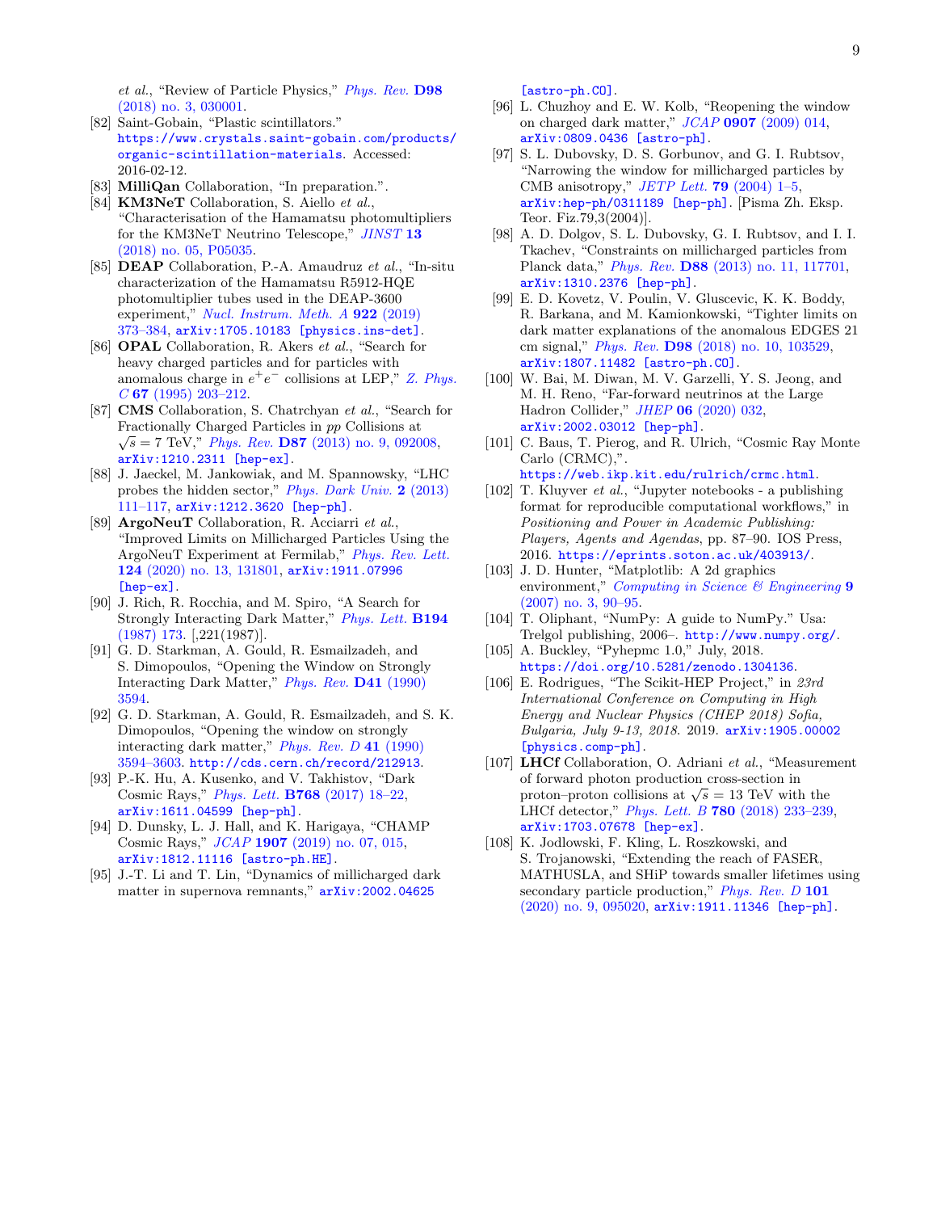*et al.*, "Review of Particle Physics," *Phys. Rev.* **D98** (2018) no. 3, 030001.

[82] Saint-Gobain, "Plastic scintillators." https://www.crystals.saint-gobain.com/products/organic-scintillation-materials. Accessed: 2016-02-12.

[83] **MilliQan** Collaboration, "In preparation.".

[84] **KM3NeT** Collaboration, S. Aiello *et al.*, "Characterisation of the Hamamatsu photomultipliers for the KM3NeT Neutrino Telescope," *JINST* **13** (2018) no. 05, P05035.

[85] **DEAP** Collaboration, P.-A. Amaudruz *et al.*, "In-situ characterization of the Hamamatsu R5912-HQE photomultiplier tubes used in the DEAP-3600 experiment," *Nucl. Instrum. Meth. A* **922** (2019) 373–384, arXiv:1705.10183 [physics.ins-det].

[86] **OPAL** Collaboration, R. Akers *et al.*, "Search for heavy charged particles and for particles with anomalous charge in $e^+e^-$ collisions at LEP," *Z. Phys. C* **67** (1995) 203–212.

[87] **CMS** Collaboration, S. Chatrchyan *et al.*, "Search for Fractionally Charged Particles in $pp$ Collisions at $\sqrt{s} = 7$ TeV," *Phys. Rev.* **D87** (2013) no. 9, 092008, arXiv:1210.2311 [hep-ex].

[88] J. Jaeckel, M. Jankowiak, and M. Spannowsky, "LHC probes the hidden sector," *Phys. Dark Univ.* **2** (2013) 111–117, arXiv:1212.3620 [hep-ph].

[89] **ArgoNeuT** Collaboration, R. Acciarri *et al.*, "Improved Limits on Millicharged Particles Using the ArgoNeuT Experiment at Fermilab," *Phys. Rev. Lett.* **124** (2020) no. 13, 131801, arXiv:1911.07996 [hep-ex].

[90] J. Rich, R. Rocchia, and M. Spiro, "A Search for Strongly Interacting Dark Matter," *Phys. Lett.* **B194** (1987) 173. [,221(1987)].

[91] G. D. Starkman, A. Gould, R. Esmailzadeh, and S. Dimopoulos, "Opening the Window on Strongly Interacting Dark Matter," *Phys. Rev.* **D41** (1990) 3594.

[92] G. D. Starkman, A. Gould, R. Esmailzadeh, and S. K. Dimopoulos, "Opening the window on strongly interacting dark matter," *Phys. Rev. D* **41** (1990) 3594–3603. http://cds.cern.ch/record/212913.

[93] P.-K. Hu, A. Kusenko, and V. Takhistov, "Dark Cosmic Rays," *Phys. Lett.* **B768** (2017) 18–22, arXiv:1611.04599 [hep-ph].

[94] D. Dunsky, L. J. Hall, and K. Harigaya, "CHAMP Cosmic Rays," *JCAP* **1907** (2019) no. 07, 015, arXiv:1812.11116 [astro-ph.HE].

[95] J.-T. Li and T. Lin, "Dynamics of millicharged dark matter in supernova remnants," arXiv:2002.04625 [astro-ph.CO].

[96] L. Chuzhoy and E. W. Kolb, "Reopening the window on charged dark matter," *JCAP* **0907** (2009) 014, arXiv:0809.0436 [astro-ph].

[97] S. L. Dubovsky, D. S. Gorbunov, and G. I. Rubtsov, "Narrowing the window for millicharged particles by CMB anisotropy," *JETP Lett.* **79** (2004) 1–5, arXiv:hep-ph/0311189 [hep-ph]. [Pisma Zh. Eksp. Teor. Fiz.79,3(2004)].

[98] A. D. Dolgov, S. L. Dubovsky, G. I. Rubtsov, and I. I. Tkachev, "Constraints on millicharged particles from Planck data," *Phys. Rev.* **D88** (2013) no. 11, 117701, arXiv:1310.2376 [hep-ph].

[99] E. D. Kovetz, V. Poulin, V. Gluscevic, K. K. Boddy, R. Barkana, and M. Kamionkowski, "Tighter limits on dark matter explanations of the anomalous EDGES 21 cm signal," *Phys. Rev.* **D98** (2018) no. 10, 103529, arXiv:1807.11482 [astro-ph.CO].

[100] W. Bai, M. Diwan, M. V. Garzelli, Y. S. Jeong, and M. H. Reno, "Far-forward neutrinos at the Large Hadron Collider," *JHEP* **06** (2020) 032, arXiv:2002.03012 [hep-ph].

[101] C. Baus, T. Pierog, and R. Ulrich, "Cosmic Ray Monte Carlo (CRMC),". https://web.ikp.kit.edu/rulrich/crmc.html.

[102] T. Kluyver *et al.*, "Jupyter notebooks - a publishing format for reproducible computational workflows," in *Positioning and Power in Academic Publishing: Players, Agents and Agendas*, pp. 87–90. IOS Press, 2016. https://eprints.soton.ac.uk/403913/.

[103] J. D. Hunter, "Matplotlib: A 2d graphics environment," *Computing in Science & Engineering* **9** (2007) no. 3, 90–95.

[104] T. Oliphant, "NumPy: A guide to NumPy." Usa: Trelgol publishing, 2006–. http://www.numpy.org/.

[105] A. Buckley, "Pyhepmc 1.0," July, 2018. https://doi.org/10.5281/zenodo.1304136.

[106] E. Rodrigues, "The Scikit-HEP Project," in *23rd International Conference on Computing in High Energy and Nuclear Physics (CHEP 2018) Sofia, Bulgaria, July 9-13, 2018*. 2019. arXiv:1905.00002 [physics.comp-ph].

[107] **LHCf** Collaboration, O. Adriani *et al.*, "Measurement of forward photon production cross-section in proton–proton collisions at $\sqrt{s} = 13$ TeV with the LHCf detector," *Phys. Lett. B* **780** (2018) 233–239, arXiv:1703.07678 [hep-ex].

[108] K. Jodlowski, F. Kling, L. Roszkowski, and S. Trojanowski, "Extending the reach of FASER, MATHUSLA, and SHiP towards smaller lifetimes using secondary particle production," *Phys. Rev. D* **101** (2020) no. 9, 095020, arXiv:1911.11346 [hep-ph].